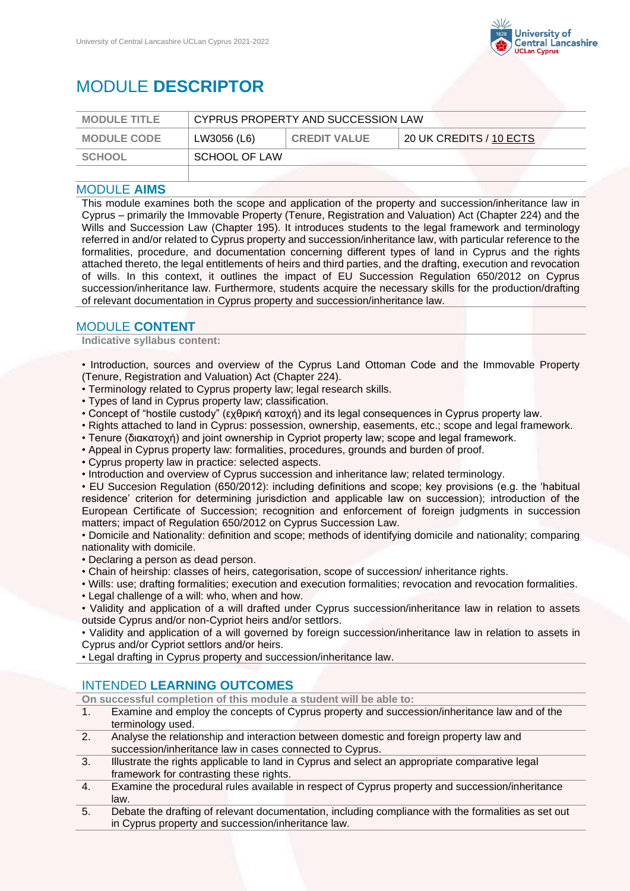# MODULE **DESCRIPTOR**

| MODULE TITLE | CYPRUS PROPERTY AND SUCCESSION LAW | | |
|---|---|---|---|
| MODULE CODE | LW3056 (L6) | CREDIT VALUE | 20 UK CREDITS / 10 ECTS |
| SCHOOL | SCHOOL OF LAW | | |
| | | | |

## MODULE **AIMS**

This module examines both the scope and application of the property and succession/inheritance law in Cyprus – primarily the Immovable Property (Tenure, Registration and Valuation) Act (Chapter 224) and the Wills and Succession Law (Chapter 195). It introduces students to the legal framework and terminology referred in and/or related to Cyprus property and succession/inheritance law, with particular reference to the formalities, procedure, and documentation concerning different types of land in Cyprus and the rights attached thereto, the legal entitlements of heirs and third parties, and the drafting, execution and revocation of wills. In this context, it outlines the impact of EU Succession Regulation 650/2012 on Cyprus succession/inheritance law. Furthermore, students acquire the necessary skills for the production/drafting of relevant documentation in Cyprus property and succession/inheritance law.

## MODULE **CONTENT**

**Indicative syllabus content:**

- Introduction, sources and overview of the Cyprus Land Ottoman Code and the Immovable Property (Tenure, Registration and Valuation) Act (Chapter 224).
- Terminology related to Cyprus property law; legal research skills.
- Types of land in Cyprus property law; classification.
- Concept of "hostile custody" (εχθρική κατοχή) and its legal consequences in Cyprus property law.
- Rights attached to land in Cyprus: possession, ownership, easements, etc.; scope and legal framework.
- Tenure (διακατοχή) and joint ownership in Cypriot property law; scope and legal framework.
- Appeal in Cyprus property law: formalities, procedures, grounds and burden of proof.
- Cyprus property law in practice: selected aspects.
- Introduction and overview of Cyprus succession and inheritance law; related terminology.
- EU Succession Regulation (650/2012): including definitions and scope; key provisions (e.g. the 'habitual residence' criterion for determining jurisdiction and applicable law on succession); introduction of the European Certificate of Succession; recognition and enforcement of foreign judgments in succession matters; impact of Regulation 650/2012 on Cyprus Succession Law.
- Domicile and Nationality: definition and scope; methods of identifying domicile and nationality; comparing nationality with domicile.
- Declaring a person as dead person.
- Chain of heirship: classes of heirs, categorisation, scope of succession/ inheritance rights.
- Wills: use; drafting formalities; execution and execution formalities; revocation and revocation formalities.
- Legal challenge of a will: who, when and how.
- Validity and application of a will drafted under Cyprus succession/inheritance law in relation to assets outside Cyprus and/or non-Cypriot heirs and/or settlors.
- Validity and application of a will governed by foreign succession/inheritance law in relation to assets in Cyprus and/or Cypriot settlors and/or heirs.
- Legal drafting in Cyprus property and succession/inheritance law.

## INTENDED **LEARNING OUTCOMES**

**On successful completion of this module a student will be able to:**

1. Examine and employ the concepts of Cyprus property and succession/inheritance law and of the terminology used.
2. Analyse the relationship and interaction between domestic and foreign property law and succession/inheritance law in cases connected to Cyprus.
3. Illustrate the rights applicable to land in Cyprus and select an appropriate comparative legal framework for contrasting these rights.
4. Examine the procedural rules available in respect of Cyprus property and succession/inheritance law.
5. Debate the drafting of relevant documentation, including compliance with the formalities as set out in Cyprus property and succession/inheritance law.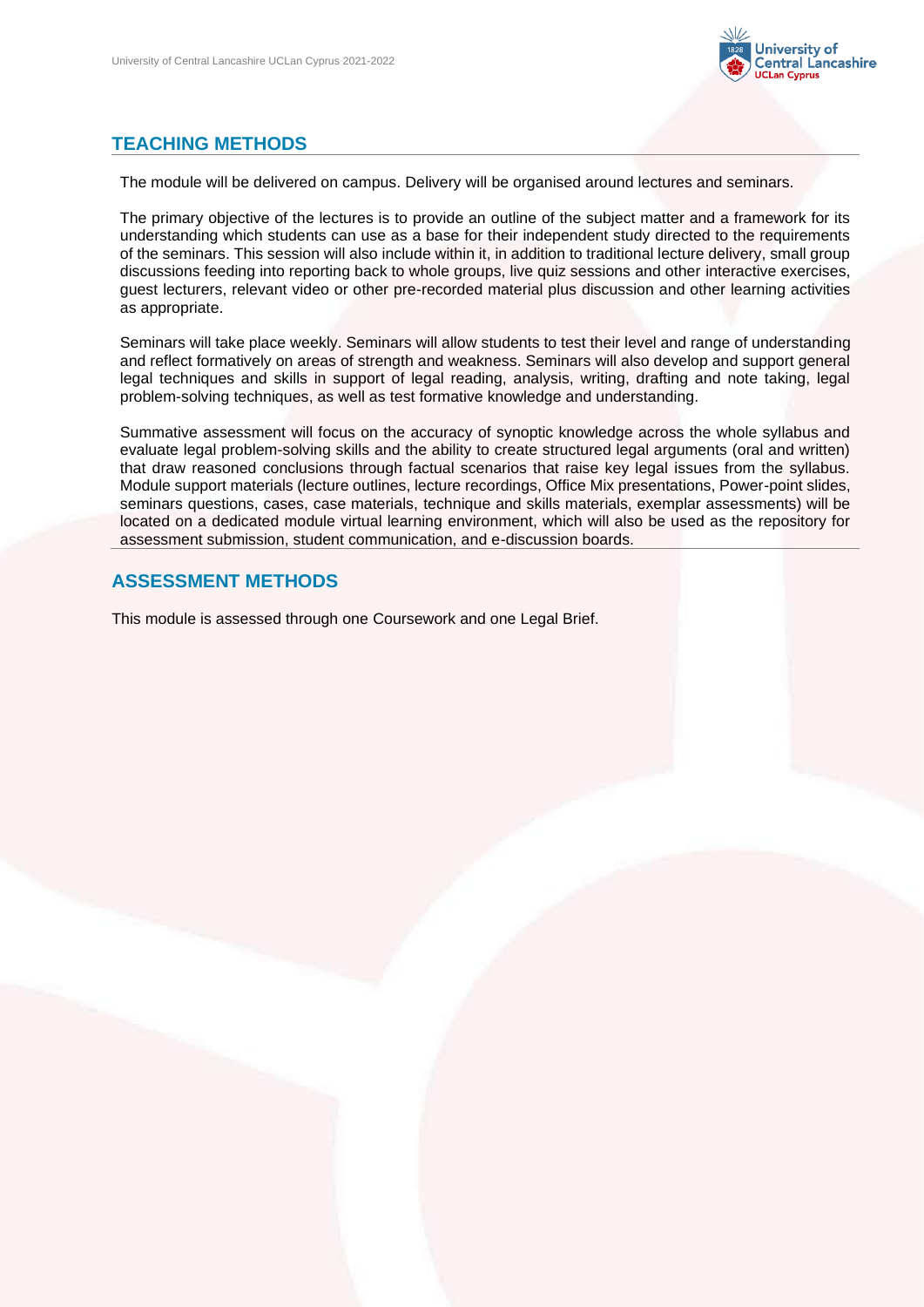## TEACHING METHODS

The module will be delivered on campus. Delivery will be organised around lectures and seminars.

The primary objective of the lectures is to provide an outline of the subject matter and a framework for its understanding which students can use as a base for their independent study directed to the requirements of the seminars. This session will also include within it, in addition to traditional lecture delivery, small group discussions feeding into reporting back to whole groups, live quiz sessions and other interactive exercises, guest lecturers, relevant video or other pre-recorded material plus discussion and other learning activities as appropriate.

Seminars will take place weekly. Seminars will allow students to test their level and range of understanding and reflect formatively on areas of strength and weakness. Seminars will also develop and support general legal techniques and skills in support of legal reading, analysis, writing, drafting and note taking, legal problem-solving techniques, as well as test formative knowledge and understanding.

Summative assessment will focus on the accuracy of synoptic knowledge across the whole syllabus and evaluate legal problem-solving skills and the ability to create structured legal arguments (oral and written) that draw reasoned conclusions through factual scenarios that raise key legal issues from the syllabus. Module support materials (lecture outlines, lecture recordings, Office Mix presentations, Power-point slides, seminars questions, cases, case materials, technique and skills materials, exemplar assessments) will be located on a dedicated module virtual learning environment, which will also be used as the repository for assessment submission, student communication, and e-discussion boards.

## ASSESSMENT METHODS

This module is assessed through one Coursework and one Legal Brief.